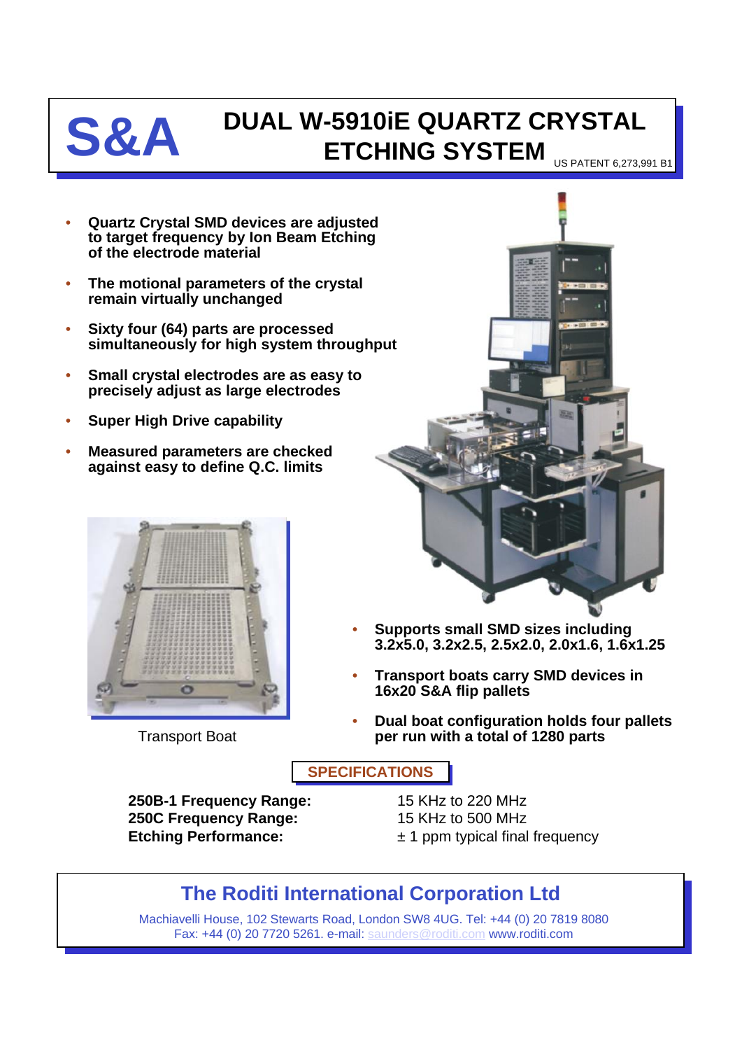# S&A

# DUAL W-5910iE QUARTZ CRYSTAL ETCHING SYSTEM

US PATENT 6,273,991 B1

- **Quartz Crystal SMD devices are adjusted to target frequency by Ion Beam Etching of the electrode material**
- **The motional parameters of the crystal remain virtually unchanged**
- **Sixty four (64) parts are processed simultaneously for high system throughput**
- **Small crystal electrodes are as easy to precisely adjust as large electrodes**
- **Super High Drive capability**
- **Measured parameters are checked against easy to define Q.C. limits**

Transport Boat

- **Supports small SMD sizes including 3.2x5.0, 3.2x2.5, 2.5x2.0, 2.0x1.6, 1.6x1.25**
- **Transport boats carry SMD devices in 16x20 S&A flip pallets**
- **Dual boat configuration holds four pallets per run with a total of 1280 parts**

## SPECIFICATIONS

| | |
|---|---|
| **250B-1 Frequency Range:** | 15 KHz to 220 MHz |
| **250C Frequency Range:** | 15 KHz to 500 MHz |
| **Etching Performance:** | ± 1 ppm typical final frequency |

## The Roditi International Corporation Ltd

Machiavelli House, 102 Stewarts Road, London SW8 4UG. Tel: +44 (0) 20 7819 8080
Fax: +44 (0) 20 7720 5261. e-mail: saunders@roditi.com www.roditi.com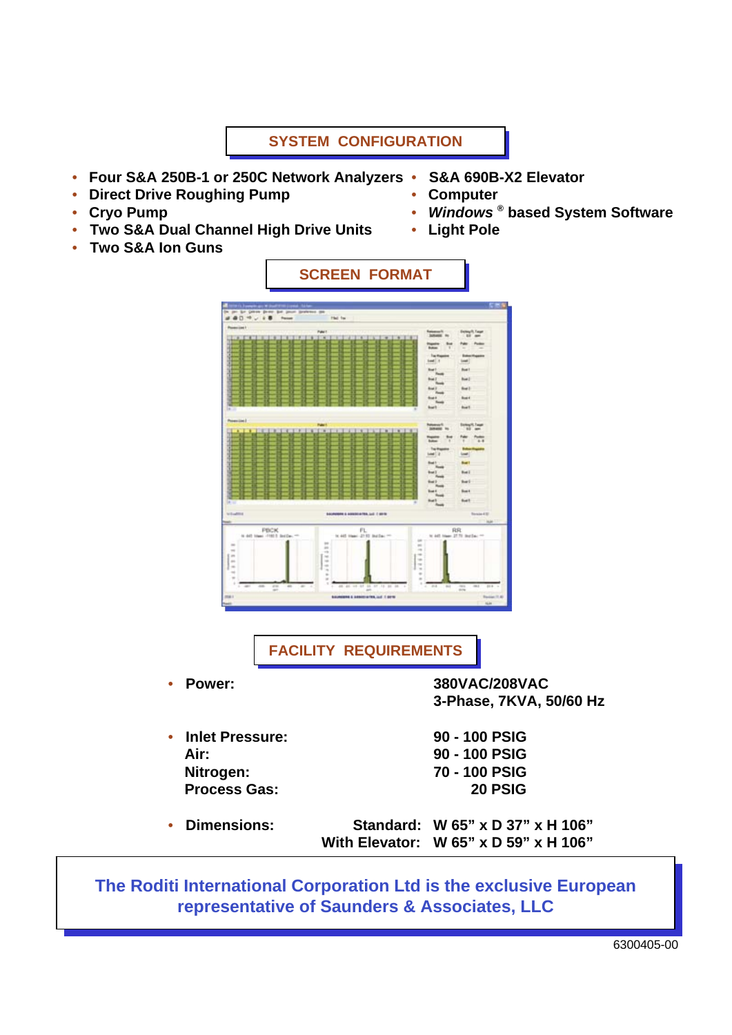## SYSTEM CONFIGURATION

- Four S&A 250B-1 or 250C Network Analyzers
- Direct Drive Roughing Pump
- Cryo Pump
- Two S&A Dual Channel High Drive Units
- Two S&A Ion Guns
- S&A 690B-X2 Elevator
- Computer
- *Windows* ® based System Software
- Light Pole

## SCREEN FORMAT

## FACILITY REQUIREMENTS

- **Power:** 380VAC/208VAC
  3-Phase, 7KVA, 50/60 Hz

- **Inlet Pressure:** 90 - 100 PSIG
  **Air:** 90 - 100 PSIG
  **Nitrogen:** 70 - 100 PSIG
  **Process Gas:** 20 PSIG

- **Dimensions:**
  Standard: W 65” x D 37” x H 106”
  With Elevator: W 65” x D 59” x H 106”

**The Roditi International Corporation Ltd is the exclusive European representative of Saunders & Associates, LLC**

6300405-00